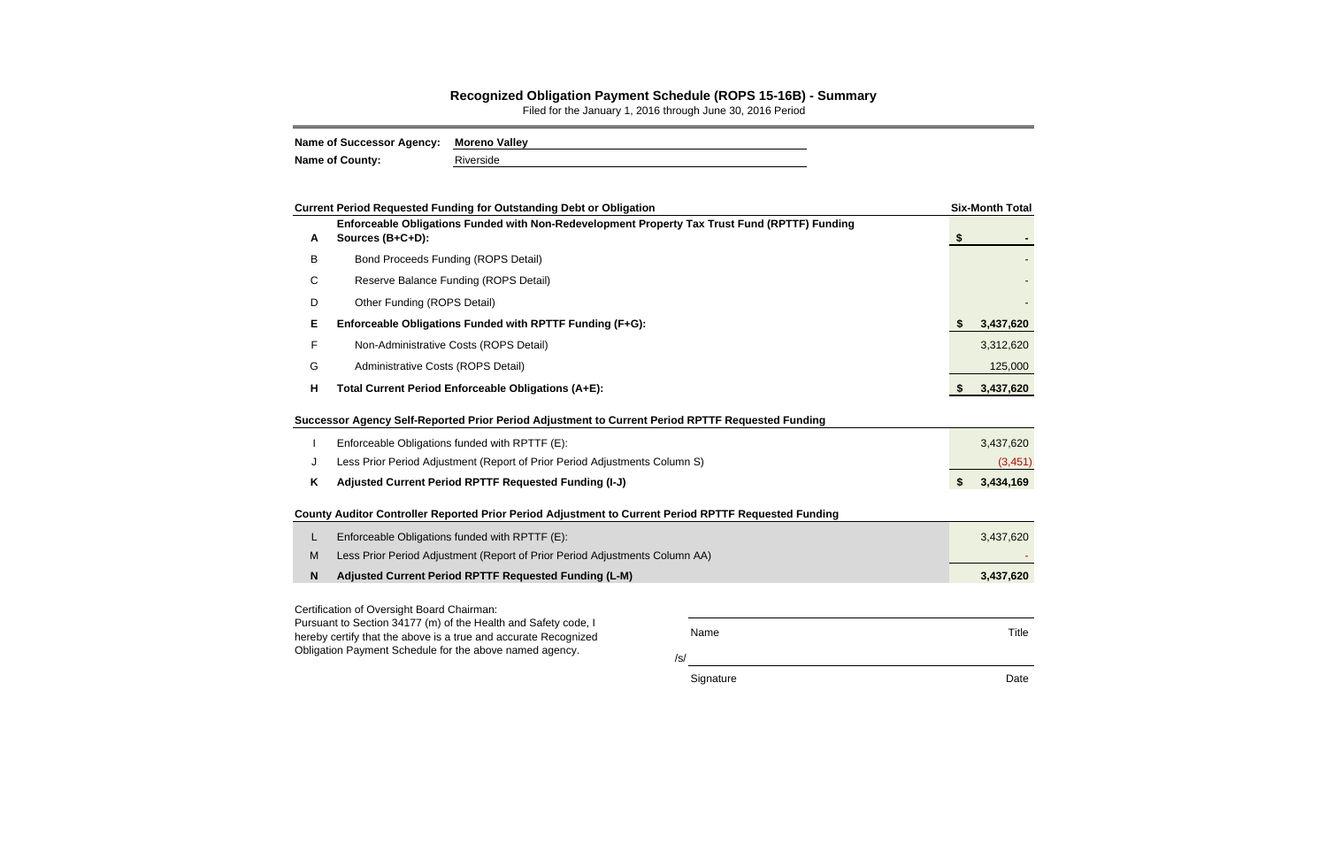# Recognized Obligation Payment Schedule (ROPS 15-16B) - Summary

Filed for the January 1, 2016 through June 30, 2016 Period

**Name of Successor Agency:** **Moreno Valley**

**Name of County:** Riverside

| | **Current Period Requested Funding for Outstanding Debt or Obligation** | **Six-Month Total** |
|---|---|---|
| **A** | **Enforceable Obligations Funded with Non-Redevelopment Property Tax Trust Fund (RPTTF) Funding Sources (B+C+D):** | **$ -** |
| B | Bond Proceeds Funding (ROPS Detail) | - |
| C | Reserve Balance Funding (ROPS Detail) | - |
| D | Other Funding (ROPS Detail) | - |
| **E** | **Enforceable Obligations Funded with RPTTF Funding (F+G):** | **$ 3,437,620** |
| F | Non-Administrative Costs (ROPS Detail) | 3,312,620 |
| G | Administrative Costs (ROPS Detail) | 125,000 |
| **H** | **Total Current Period Enforceable Obligations (A+E):** | **$ 3,437,620** |
| | **Successor Agency Self-Reported Prior Period Adjustment to Current Period RPTTF Requested Funding** | |
| I | Enforceable Obligations funded with RPTTF (E): | 3,437,620 |
| J | Less Prior Period Adjustment (Report of Prior Period Adjustments Column S) | (3,451) |
| **K** | **Adjusted Current Period RPTTF Requested Funding (I-J)** | **$ 3,434,169** |
| | **County Auditor Controller Reported Prior Period Adjustment to Current Period RPTTF Requested Funding** | |
| L | Enforceable Obligations funded with RPTTF (E): | 3,437,620 |
| M | Less Prior Period Adjustment (Report of Prior Period Adjustments Column AA) | - |
| **N** | **Adjusted Current Period RPTTF Requested Funding (L-M)** | **3,437,620** |

Certification of Oversight Board Chairman:
Pursuant to Section 34177 (m) of the Health and Safety code, I hereby certify that the above is a true and accurate Recognized Obligation Payment Schedule for the above named agency.

| Name | Title |
|---|---|
| /s/ Signature | Date |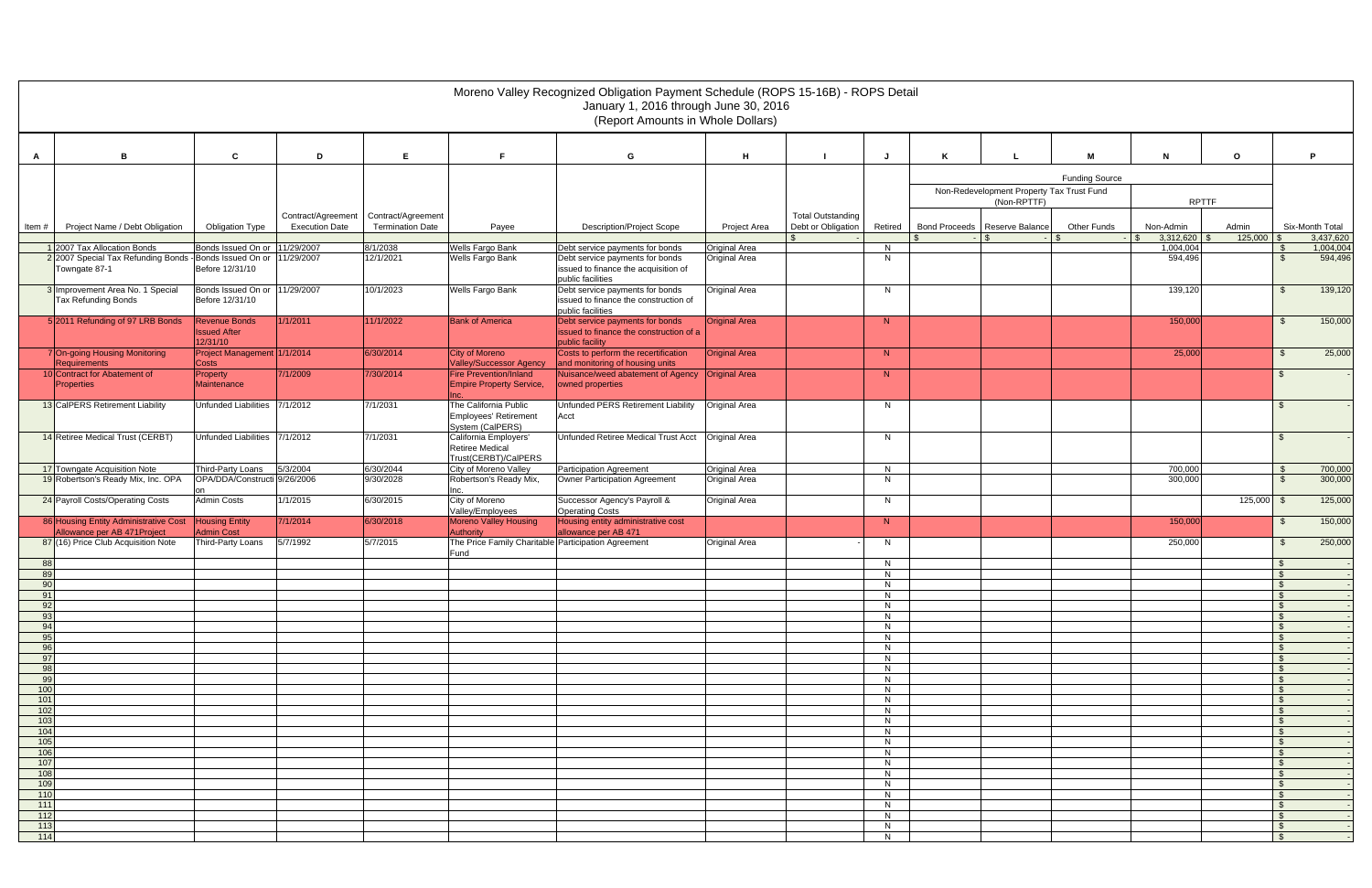# Moreno Valley Recognized Obligation Payment Schedule (ROPS 15-16B) - ROPS Detail

January 1, 2016 through June 30, 2016

(Report Amounts in Whole Dollars)

| A | B | C | D | E | F | G | H | I | J | K | L | M | N | O | P |
|---|---|---|---|---|---|---|---|---|---|---|---|---|---|---|---|
| | | | | | | | | | | Funding Source | | | | | |
| | | | | | | | | | | Non-Redevelopment Property Tax Trust Fund (Non-RPTTF) | | | RPTTF | | |
| Item # | Project Name / Debt Obligation | Obligation Type | Contract/Agreement Execution Date | Contract/Agreement Termination Date | Payee | Description/Project Scope | Project Area | Total Outstanding Debt or Obligation | Retired | Bond Proceeds | Reserve Balance | Other Funds | Non-Admin | Admin | Six-Month Total |
| | | | | | | | | $ - | | $ - | $ - | $ - | $ 3,312,620 | $ 125,000 | $ 3,437,620 |
| 1 | 2007 Tax Allocation Bonds | Bonds Issued On or Before 12/31/10 | 11/29/2007 | 8/1/2038 | Wells Fargo Bank | Debt service payments for bonds | Original Area | | N | | | | 1,004,004 | | $ 1,004,004 |
| 2 | 2007 Special Tax Refunding Bonds - Towngate 87-1 | Bonds Issued On or Before 12/31/10 | 11/29/2007 | 12/1/2021 | Wells Fargo Bank | Debt service payments for bonds issued to finance the acquisition of public facilities | Original Area | | N | | | | 594,496 | | $ 594,496 |
| 3 | Improvement Area No. 1 Special Tax Refunding Bonds | Bonds Issued On or Before 12/31/10 | 11/29/2007 | 10/1/2023 | Wells Fargo Bank | Debt service payments for bonds issued to finance the construction of public facilities | Original Area | | N | | | | 139,120 | | $ 139,120 |
| 5 | 2011 Refunding of 97 LRB Bonds | Revenue Bonds Issued After 12/31/10 | 1/1/2011 | 11/1/2022 | Bank of America | Debt service payments for bonds issued to finance the construction of a public facility | Original Area | | N | | | | 150,000 | | $ 150,000 |
| 7 | On-going Housing Monitoring Requirements | Project Management Costs | 1/1/2014 | 6/30/2014 | City of Moreno Valley/Successor Agency | Costs to perform the recertification and monitoring of housing units | Original Area | | N | | | | 25,000 | | $ 25,000 |
| 10 | Contract for Abatement of Properties | Property Maintenance | 7/1/2009 | 7/30/2014 | Fire Prevention/Inland Empire Property Service, Inc. | Nuisance/weed abatement of Agency owned properties | Original Area | | N | | | | | | $ - |
| 13 | CalPERS Retirement Liability | Unfunded Liabilities | 7/1/2012 | 7/1/2031 | The California Public Employees' Retirement System (CalPERS) | Unfunded PERS Retirement Liability Acct | Original Area | | N | | | | | | $ - |
| 14 | Retiree Medical Trust (CERBT) | Unfunded Liabilities | 7/1/2012 | 7/1/2031 | California Employers' Retiree Medical Trust(CERBT)/CalPERS | Unfunded Retiree Medical Trust Acct | Original Area | | N | | | | | | $ - |
| 17 | Towngate Acquisition Note | Third-Party Loans | 5/3/2004 | 6/30/2044 | City of Moreno Valley | Participation Agreement | Original Area | | N | | | | 700,000 | | $ 700,000 |
| 19 | Robertson's Ready Mix, Inc. OPA | OPA/DDA/Construction | 9/26/2006 | 9/30/2028 | Robertson's Ready Mix, Inc. | Owner Participation Agreement | Original Area | | N | | | | 300,000 | | $ 300,000 |
| 24 | Payroll Costs/Operating Costs | Admin Costs | 1/1/2015 | 6/30/2015 | City of Moreno Valley/Employees | Successor Agency's Payroll & Operating Costs | Original Area | | N | | | | | 125,000 | $ 125,000 |
| 86 | Housing Entity Administrative Cost Allowance per AB 471Project | Housing Entity Admin Cost | 7/1/2014 | 6/30/2018 | Moreno Valley Housing Authority | Housing entity administrative cost allowance per AB 471 | | | N | | | | 150,000 | | $ 150,000 |
| 87 | (16) Price Club Acquisition Note | Third-Party Loans | 5/7/1992 | 5/7/2015 | The Price Family Charitable Fund | Participation Agreement | Original Area | - | N | | | | 250,000 | | $ 250,000 |
| 88 | | | | | | | | | N | | | | | | $ - |
| 89 | | | | | | | | | N | | | | | | $ - |
| 90 | | | | | | | | | N | | | | | | $ - |
| 91 | | | | | | | | | N | | | | | | $ - |
| 92 | | | | | | | | | N | | | | | | $ - |
| 93 | | | | | | | | | N | | | | | | $ - |
| 94 | | | | | | | | | N | | | | | | $ - |
| 95 | | | | | | | | | N | | | | | | $ - |
| 96 | | | | | | | | | N | | | | | | $ - |
| 97 | | | | | | | | | N | | | | | | $ - |
| 98 | | | | | | | | | N | | | | | | $ - |
| 99 | | | | | | | | | N | | | | | | $ - |
| 100 | | | | | | | | | N | | | | | | $ - |
| 101 | | | | | | | | | N | | | | | | $ - |
| 102 | | | | | | | | | N | | | | | | $ - |
| 103 | | | | | | | | | N | | | | | | $ - |
| 104 | | | | | | | | | N | | | | | | $ - |
| 105 | | | | | | | | | N | | | | | | $ - |
| 106 | | | | | | | | | N | | | | | | $ - |
| 107 | | | | | | | | | N | | | | | | $ - |
| 108 | | | | | | | | | N | | | | | | $ - |
| 109 | | | | | | | | | N | | | | | | $ - |
| 110 | | | | | | | | | N | | | | | | $ - |
| 111 | | | | | | | | | N | | | | | | $ - |
| 112 | | | | | | | | | N | | | | | | $ - |
| 113 | | | | | | | | | N | | | | | | $ - |
| 114 | | | | | | | | | N | | | | | | $ - |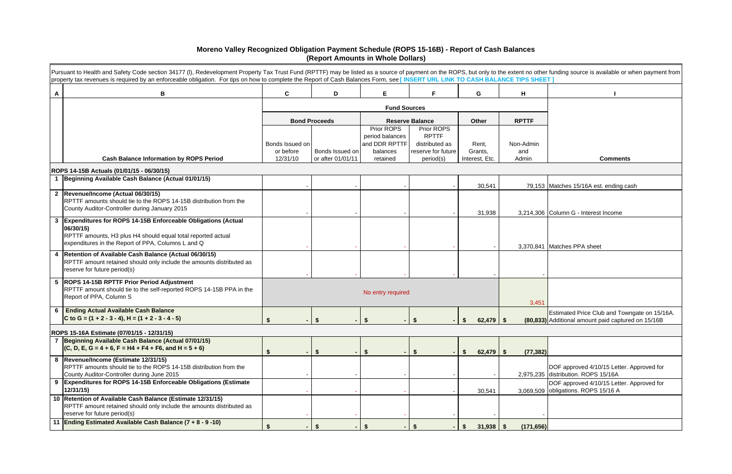# Moreno Valley Recognized Obligation Payment Schedule (ROPS 15-16B) - Report of Cash Balances
## (Report Amounts in Whole Dollars)

Pursuant to Health and Safety Code section 34177 (l), Redevelopment Property Tax Trust Fund (RPTTF) may be listed as a source of payment on the ROPS, but only to the extent no other funding source is available or when payment from property tax revenues is required by an enforceable obligation. For tips on how to complete the Report of Cash Balances Form, see **[ INSERT URL LINK TO CASH BALANCE TIPS SHEET ]**

| A | B | C | D | E | F | G | H | I |
|---|---|---|---|---|---|---|---|---|
| | | **Fund Sources** | | | | | | |
| | | **Bond Proceeds** | | **Reserve Balance** | | **Other** | **RPTTF** | |
| | **Cash Balance Information by ROPS Period** | Bonds Issued on or before 12/31/10 | Bonds Issued on or after 01/01/11 | Prior ROPS period balances and DDR RPTTF balances retained | Prior ROPS RPTTF distributed as reserve for future period(s) | Rent, Grants, Interest, Etc. | Non-Admin and Admin | **Comments** |
| | **ROPS 14-15B Actuals (01/01/15 - 06/30/15)** | | | | | | | |
| 1 | **Beginning Available Cash Balance (Actual 01/01/15)** | - | - | - | - | 30,541 | 79,153 | Matches 15/16A est. ending cash |
| 2 | **Revenue/Income (Actual 06/30/15)** RPTTF amounts should tie to the ROPS 14-15B distribution from the County Auditor-Controller during January 2015 | - | - | - | - | 31,938 | 3,214,306 | Column G - Interest Income |
| 3 | **Expenditures for ROPS 14-15B Enforceable Obligations (Actual 06/30/15)** RPTTF amounts, H3 plus H4 should equal total reported actual expenditures in the Report of PPA, Columns L and Q | - | - | - | - | - | 3,370,841 | Matches PPA sheet |
| 4 | **Retention of Available Cash Balance (Actual 06/30/15)** RPTTF amount retained should only include the amounts distributed as reserve for future period(s) | - | - | - | - | - | - | |
| 5 | **ROPS 14-15B RPTTF Prior Period Adjustment** RPTTF amount should tie to the self-reported ROPS 14-15B PPA in the Report of PPA, Column S | No entry required | | | | | 3,451 | |
| 6 | **Ending Actual Available Cash Balance** **C to G = (1 + 2 - 3 - 4), H = (1 + 2 - 3 - 4 - 5)** | **$ -** | **$ -** | **$ -** | **$ -** | **$ 62,479** | **$ (80,833)** | Estimated Price Club and Towngate on 15/16A. Additional amount paid captured on 15/16B |
| | **ROPS 15-16A Estimate (07/01/15 - 12/31/15)** | | | | | | | |
| 7 | **Beginning Available Cash Balance (Actual 07/01/15)** **(C, D, E, G = 4 + 6, F = H4 + F4 + F6, and H = 5 + 6)** | **$ -** | **$ -** | **$ -** | **$ -** | **$ 62,479** | **$ (77,382)** | |
| 8 | **Revenue/Income (Estimate 12/31/15)** RPTTF amounts should tie to the ROPS 14-15B distribution from the County Auditor-Controller during June 2015 | - | - | - | - | - | 2,975,235 | DOF approved 4/10/15 Letter. Approved for distribution. ROPS 15/16A |
| 9 | **Expenditures for ROPS 14-15B Enforceable Obligations (Estimate 12/31/15)** | - | - | - | - | 30,541 | 3,069,509 | DOF approved 4/10/15 Letter. Approved for obligations. ROPS 15/16 A |
| 10 | **Retention of Available Cash Balance (Estimate 12/31/15)** RPTTF amount retained should only include the amounts distributed as reserve for future period(s) | - | - | - | - | - | - | |
| 11 | **Ending Estimated Available Cash Balance (7 + 8 - 9 -10)** | **$ -** | **$ -** | **$ -** | **$ -** | **$ 31,938** | **$ (171,656)** | |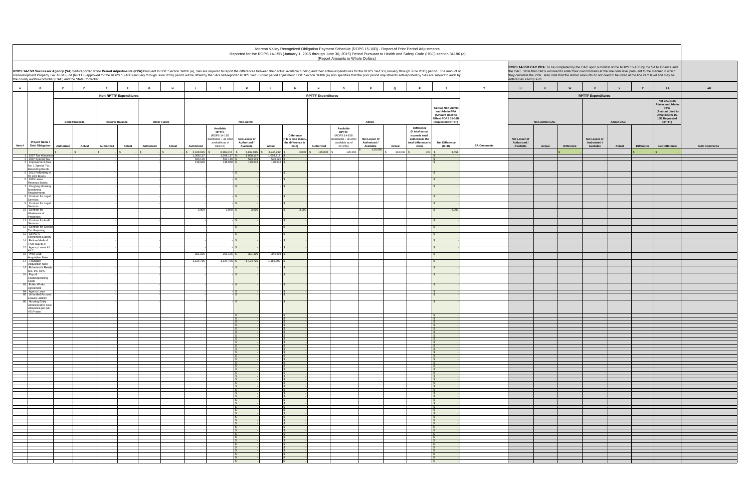# Moreno Valley Recognized Obligation Payment Schedule (ROPS 15-16B) - Report of Prior Period Adjustments

Reported for the ROPS 14-15B (January 1, 2015 through June 30, 2015) Period Pursuant to Health and Safety Code (HSC) section 34186 (a)

(Report Amounts in Whole Dollars)

**ROPS 14-15B Successor Agency (SA) Self-reported Prior Period Adjustments (PPA):** Pursuant to HSC Section 34186 (a), SAs are required to report the differences between their actual available funding and their actual expenditures for the ROPS 14-15B (January through June 2015) period. The amount of Redevelopment Property Tax Trust Fund (RPTTF) approved for the ROPS 15-16B (January through June 2016) period will be offset by the SA's self-reported ROPS 14-15B prior period adjustment. HSC Section 34186 (a) also specifies that the prior period adjustments self-reported by SAs are subject to audit by the county auditor-controller (CAC) and the State Controller.

**ROPS 14-15B CAC PPA:** To be completed by the CAC upon submittal of the ROPS 15-16B by the SA to Finance and the CAC. Note that CACs will need to enter their own formulas at the line item level pursuant to the manner in which they calculate the PPA. Also note that the Admin amounts do not need to be listed at the line item level and may be entered as a lump sum.

| A | B | C | D | E | F | G | H | I | J | K | L | M | N | O | P | Q | R | S | T | U | V | W | X | Y | Z | AA | AB |
|---|---|---|---|---|---|---|---|---|---|---|---|---|---|---|---|---|---|---|---|---|---|---|---|---|---|---|---|
| | | Non-RPTTF Expenditures | | | | | | RPTTF Expenditures | | | | | | | | | | | | RPTTF Expenditures | | | | | | | |
| | | Bond Proceeds | | Reserve Balance | | Other Funds | | Non-Admin | | | | | Admin | | | | | Net SA Non-Admin and Admin PPA (Amount Used to Offset ROPS 15-16B Requested RPTTF) | | Non-Admin CAC | | | Admin CAC | | | Net CAC Non-Admin and Admin PPA (Amount Used to Offset ROPS 15-16B Requested RPTTF) | |
| Item # | Project Name / Debt Obligation | Authorized | Actual | Authorized | Actual | Authorized | Actual | Authorized | Available RPTTF (ROPS 14-15B distributed + all other available as of 01/1/15) | Net Lesser of Authorized / Available | Actual | Difference (If K is less than L, the difference is zero) | Authorized | Available RPTTF (ROPS 14-15B distributed + all other available as of 01/1/15) | Net Lesser of Authorized / Available | Actual | Difference (If total actual exceeds total authorized, the total difference is zero) | Net Difference (M+R) | SA Comments | Net Lesser of Authorized / Available | Actual | Difference | Net Lesser of Authorized / Available | Actual | Difference | Net Difference | CAC Comments |
| | | $ - | $ - | $ - | $ - | $ - | $ - | $ 3,169,015 | $ 3,169,015 | $ 3,169,015 | $ 3,246,292 | $ 3,000 | $ 125,000 | $ 125,000 | $ 125,000 | $ 124,549 | $ 451 | $ 3,451 | | | | $ - | | | $ - | $ - | |
| 1 | 2007 Tax Allocation | - | | - | | | - | 1,006,117 | 1,006,117 | $ 1,006,117 | 1,006,717 | $ - | | | | | | $ - | | | | | | | | | |
| 2 | 2007 Special Tax | - | | - | | | - | 593,119 | 593,119 | $ 593,119 | 593,120 | $ - | | | | | | $ - | | | | | | | | | |
| 3 | Improvement Area No. 1 Special Tax Refunding Bonds | - | | - | | | - | 138,948 | 138,948 | $ 138,948 | 138,948 | $ - | | | | | | $ - | | | | | | | | | |
| 5 | 2011 Refunding of 97 LRB Bonds | - | | - | | | - | | - | $ - | | $ - | | | | | | $ - | | | | | | | | | |
| 6 | 2005 Lease Revenue Bonds | - | | - | | | - | | - | $ - | | $ - | | | | | | $ - | | | | | | | | | |
| 7 | On-going Housing Monitoring Requirements | - | | - | | | - | | - | $ - | | $ - | | | | | | $ - | | | | | | | | | |
| 8 | Contract for Legal Services | - | | - | | | - | | - | $ - | | $ - | | | | | | $ - | | | | | | | | | |
| 9 | Contract for Legal Services | - | | - | | | - | | - | $ - | | $ - | | | | | | $ - | | | | | | | | | |
| 10 | Contract for Abatement of Properties | - | | - | | | - | 3,000 | 3,000 | $ 3,000 | | $ 3,000 | | | | | | $ 3,000 | | | | | | | | | |
| 11 | Contract for Audit Services | - | | - | | | - | | - | $ - | | $ - | | | | | | $ - | | | | | | | | | |
| 12 | Contract for Special Tax Reporting | - | | - | | | - | | - | $ - | | $ - | | | | | | $ - | | | | | | | | | |
| 13 | CalPERS Retirement Liability | - | | - | | | - | | - | $ - | | $ - | | | | | | $ - | | | | | | | | | |
| 14 | Retiree Medical Trust (CERBT) | - | | - | | | - | | - | $ - | | $ - | | | | | | $ - | | | | | | | | | |
| 15 | Agency Loans #1 &# 2 | - | | - | | | - | | - | $ - | | $ - | | | | | | $ - | | | | | | | | | |
| 16 | Price Club Acquisition Note | - | | - | | | - | 301,106 | 301,106 | $ 301,106 | 344,698 | $ - | | | | | | $ - | | | | | | | | | |
| 17 | Towngate Acquisition Note | - | | - | | | - | 1,124,725 | 1,124,725 | $ 1,124,725 | 1,160,809 | $ - | | | | | | $ - | | | | | | | | | |
| 19 | Robertson's Ready Mix, Inc. OPA | - | | - | | | - | | - | $ - | | $ - | | | | | | $ - | | | | | | | | | |
| 24 | Payroll Costs/Operating Costs | - | | - | | | - | | - | $ - | | $ - | | | | | | $ - | | | | | | | | | |
| 83 | Public Works Agreement | - | | - | | | - | | - | $ - | | $ - | | | | | | $ - | | | | | | | | | |
| 84 | Agency Loan | - | | - | | | - | | - | $ - | | $ - | | | | | | $ - | | | | | | | | | |
| 85 | Unfunded Accrued Leaves Liability | - | | - | | | - | | - | $ - | | $ - | | | | | | $ - | | | | | | | | | |
| 86 | Housing Entity Administrative Cost Allowance per AB 471Project | - | | - | | | - | | | $ - | | $ - | | | | | | $ - | | | | | | | | | |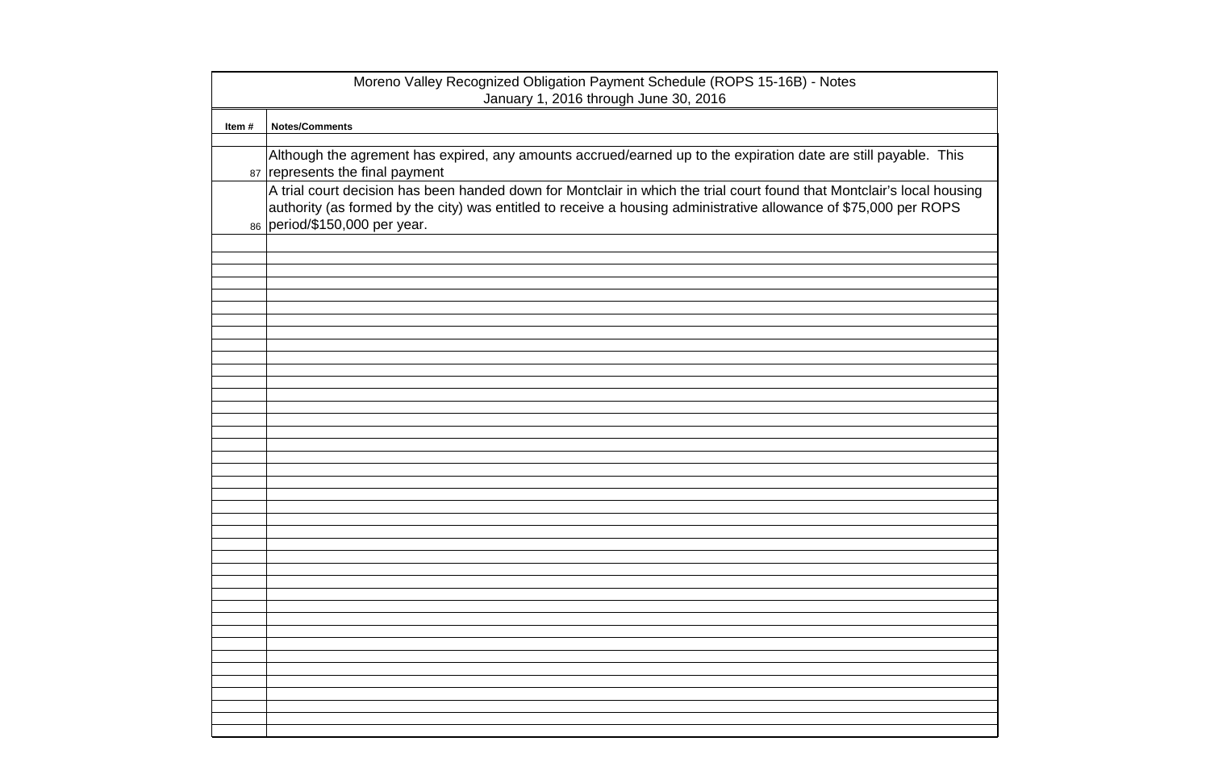| Moreno Valley Recognized Obligation Payment Schedule (ROPS 15-16B) - Notes<br>January 1, 2016 through June 30, 2016 | |
|---|---|
| **Item #** | **Notes/Comments** |
| 87 | Although the agrement has expired, any amounts accrued/earned up to the expiration date are still payable. This represents the final payment |
| 86 | A trial court decision has been handed down for Montclair in which the trial court found that Montclair's local housing authority (as formed by the city) was entitled to receive a housing administrative allowance of $75,000 per ROPS period/$150,000 per year. |